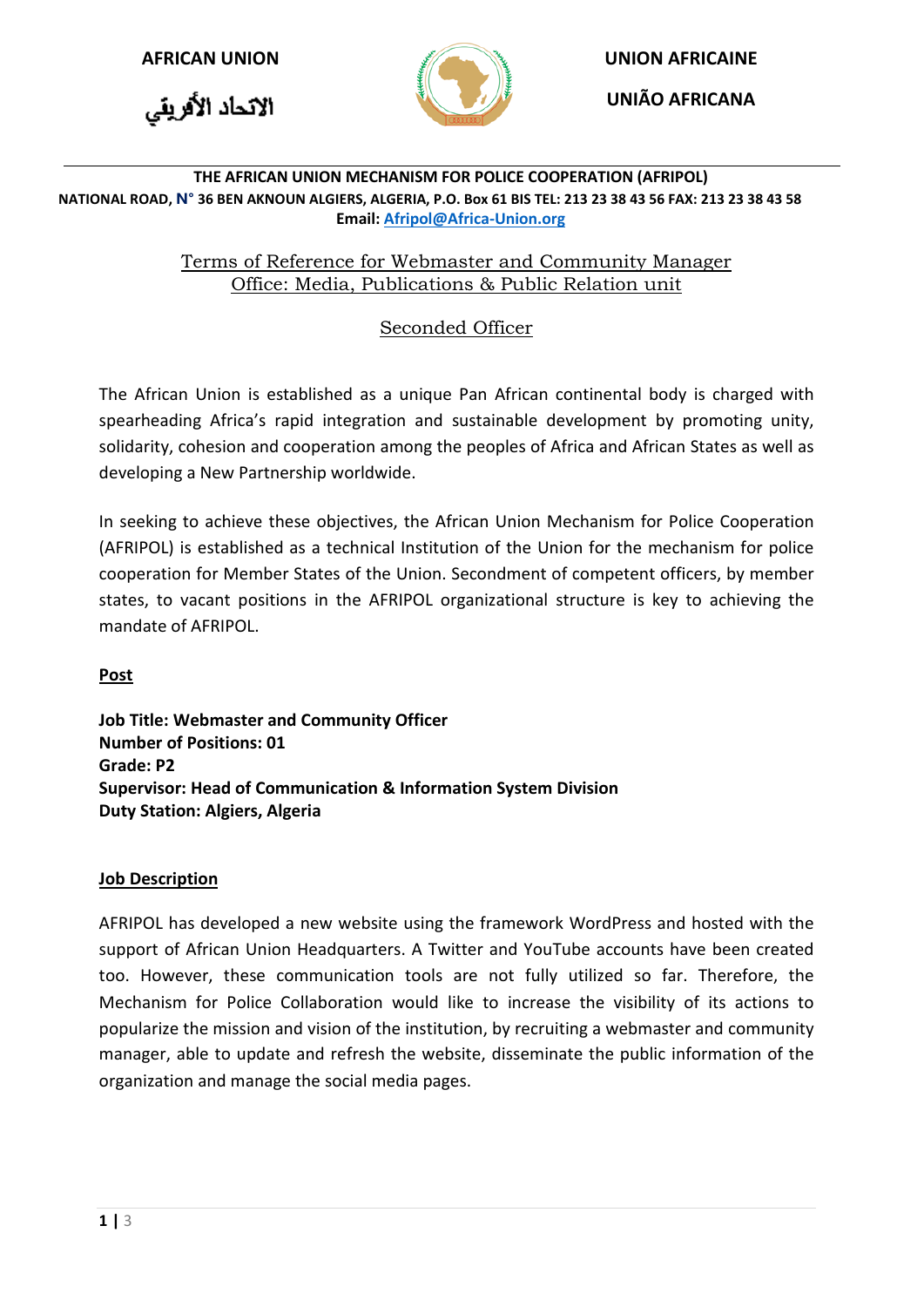AFRICAN UNION

الاتحاد الأفريقي

UNION AFRICAINE

UNIÃO AFRICANA

**THE AFRICAN UNION MECHANISM FOR POLICE COOPERATION (AFRIPOL)**
**NATIONAL ROAD, N° 36 BEN AKNOUN ALGIERS, ALGERIA, P.O. Box 61 BIS TEL: 213 23 38 43 56 FAX: 213 23 38 43 58**
**Email: Afripol@Africa-Union.org**

# Terms of Reference for Webmaster and Community Manager
## Office: Media, Publications & Public Relation unit

## Seconded Officer

The African Union is established as a unique Pan African continental body is charged with spearheading Africa's rapid integration and sustainable development by promoting unity, solidarity, cohesion and cooperation among the peoples of Africa and African States as well as developing a New Partnership worldwide.

In seeking to achieve these objectives, the African Union Mechanism for Police Cooperation (AFRIPOL) is established as a technical Institution of the Union for the mechanism for police cooperation for Member States of the Union. Secondment of competent officers, by member states, to vacant positions in the AFRIPOL organizational structure is key to achieving the mandate of AFRIPOL.

### Post

**Job Title: Webmaster and Community Officer**
**Number of Positions: 01**
**Grade: P2**
**Supervisor: Head of Communication & Information System Division**
**Duty Station: Algiers, Algeria**

### Job Description

AFRIPOL has developed a new website using the framework WordPress and hosted with the support of African Union Headquarters. A Twitter and YouTube accounts have been created too. However, these communication tools are not fully utilized so far. Therefore, the Mechanism for Police Collaboration would like to increase the visibility of its actions to popularize the mission and vision of the institution, by recruiting a webmaster and community manager, able to update and refresh the website, disseminate the public information of the organization and manage the social media pages.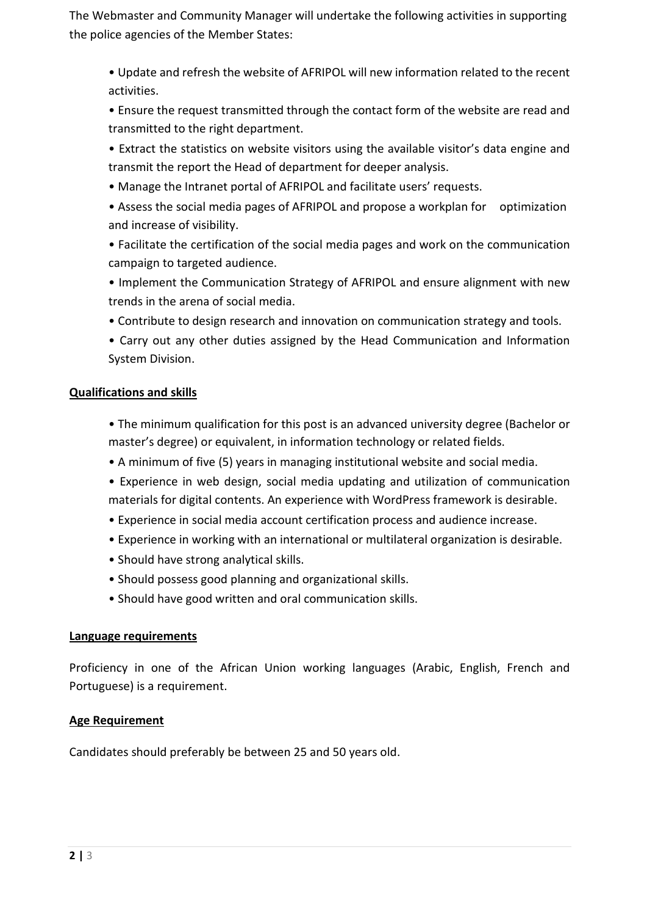The Webmaster and Community Manager will undertake the following activities in supporting the police agencies of the Member States:

- Update and refresh the website of AFRIPOL will new information related to the recent activities.
- Ensure the request transmitted through the contact form of the website are read and transmitted to the right department.
- Extract the statistics on website visitors using the available visitor's data engine and transmit the report the Head of department for deeper analysis.
- Manage the Intranet portal of AFRIPOL and facilitate users' requests.
- Assess the social media pages of AFRIPOL and propose a workplan for optimization and increase of visibility.
- Facilitate the certification of the social media pages and work on the communication campaign to targeted audience.
- Implement the Communication Strategy of AFRIPOL and ensure alignment with new trends in the arena of social media.
- Contribute to design research and innovation on communication strategy and tools.
- Carry out any other duties assigned by the Head Communication and Information System Division.

**Qualifications and skills**

- The minimum qualification for this post is an advanced university degree (Bachelor or master's degree) or equivalent, in information technology or related fields.
- A minimum of five (5) years in managing institutional website and social media.
- Experience in web design, social media updating and utilization of communication materials for digital contents. An experience with WordPress framework is desirable.
- Experience in social media account certification process and audience increase.
- Experience in working with an international or multilateral organization is desirable.
- Should have strong analytical skills.
- Should possess good planning and organizational skills.
- Should have good written and oral communication skills.

**Language requirements**

Proficiency in one of the African Union working languages (Arabic, English, French and Portuguese) is a requirement.

**Age Requirement**

Candidates should preferably be between 25 and 50 years old.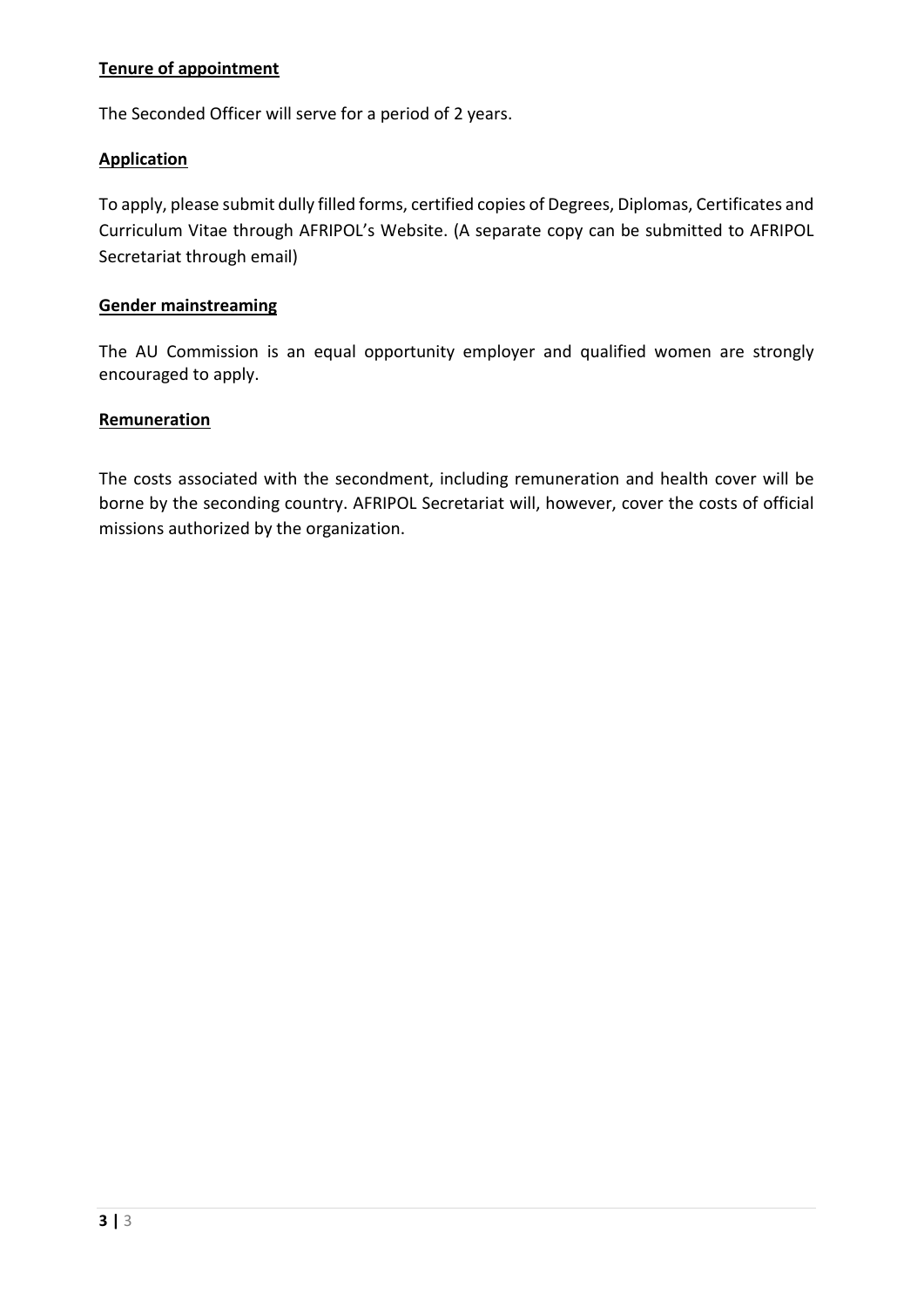**Tenure of appointment**

The Seconded Officer will serve for a period of 2 years.

**Application**

To apply, please submit dully filled forms, certified copies of Degrees, Diplomas, Certificates and Curriculum Vitae through AFRIPOL's Website. (A separate copy can be submitted to AFRIPOL Secretariat through email)

**Gender mainstreaming**

The AU Commission is an equal opportunity employer and qualified women are strongly encouraged to apply.

**Remuneration**

The costs associated with the secondment, including remuneration and health cover will be borne by the seconding country. AFRIPOL Secretariat will, however, cover the costs of official missions authorized by the organization.